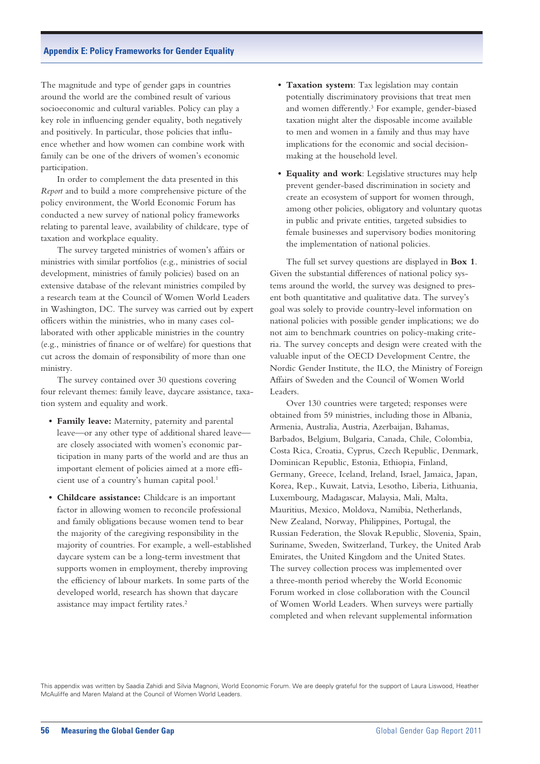# Appendix E: Policy Frameworks for Gender Equality

The magnitude and type of gender gaps in countries around the world are the combined result of various socioeconomic and cultural variables. Policy can play a key role in influencing gender equality, both negatively and positively. In particular, those policies that influence whether and how women can combine work with family can be one of the drivers of women's economic participation.

In order to complement the data presented in this *Report* and to build a more comprehensive picture of the policy environment, the World Economic Forum has conducted a new survey of national policy frameworks relating to parental leave, availability of childcare, type of taxation and workplace equality.

The survey targeted ministries of women's affairs or ministries with similar portfolios (e.g., ministries of social development, ministries of family policies) based on an extensive database of the relevant ministries compiled by a research team at the Council of Women World Leaders in Washington, DC. The survey was carried out by expert officers within the ministries, who in many cases collaborated with other applicable ministries in the country (e.g., ministries of finance or of welfare) for questions that cut across the domain of responsibility of more than one ministry.

The survey contained over 30 questions covering four relevant themes: family leave, daycare assistance, taxation system and equality and work.

- **Family leave:** Maternity, paternity and parental leave—or any other type of additional shared leave—are closely associated with women's economic participation in many parts of the world and are thus an important element of policies aimed at a more efficient use of a country's human capital pool.[1]
- **Childcare assistance:** Childcare is an important factor in allowing women to reconcile professional and family obligations because women tend to bear the majority of the caregiving responsibility in the majority of countries. For example, a well-established daycare system can be a long-term investment that supports women in employment, thereby improving the efficiency of labour markets. In some parts of the developed world, research has shown that daycare assistance may impact fertility rates.[2]
- **Taxation system**: Tax legislation may contain potentially discriminatory provisions that treat men and women differently.[3] For example, gender-biased taxation might alter the disposable income available to men and women in a family and thus may have implications for the economic and social decision-making at the household level.
- **Equality and work**: Legislative structures may help prevent gender-based discrimination in society and create an ecosystem of support for women through, among other policies, obligatory and voluntary quotas in public and private entities, targeted subsidies to female businesses and supervisory bodies monitoring the implementation of national policies.

The full set survey questions are displayed in **Box 1**. Given the substantial differences of national policy systems around the world, the survey was designed to present both quantitative and qualitative data. The survey's goal was solely to provide country-level information on national policies with possible gender implications; we do not aim to benchmark countries on policy-making criteria. The survey concepts and design were created with the valuable input of the OECD Development Centre, the Nordic Gender Institute, the ILO, the Ministry of Foreign Affairs of Sweden and the Council of Women World Leaders.

Over 130 countries were targeted; responses were obtained from 59 ministries, including those in Albania, Armenia, Australia, Austria, Azerbaijan, Bahamas, Barbados, Belgium, Bulgaria, Canada, Chile, Colombia, Costa Rica, Croatia, Cyprus, Czech Republic, Denmark, Dominican Republic, Estonia, Ethiopia, Finland, Germany, Greece, Iceland, Ireland, Israel, Jamaica, Japan, Korea, Rep., Kuwait, Latvia, Lesotho, Liberia, Lithuania, Luxembourg, Madagascar, Malaysia, Mali, Malta, Mauritius, Mexico, Moldova, Namibia, Netherlands, New Zealand, Norway, Philippines, Portugal, the Russian Federation, the Slovak Republic, Slovenia, Spain, Suriname, Sweden, Switzerland, Turkey, the United Arab Emirates, the United Kingdom and the United States. The survey collection process was implemented over a three-month period whereby the World Economic Forum worked in close collaboration with the Council of Women World Leaders. When surveys were partially completed and when relevant supplemental information

This appendix was written by Saadia Zahidi and Silvia Magnoni, World Economic Forum. We are deeply grateful for the support of Laura Liswood, Heather McAuliffe and Maren Maland at the Council of Women World Leaders.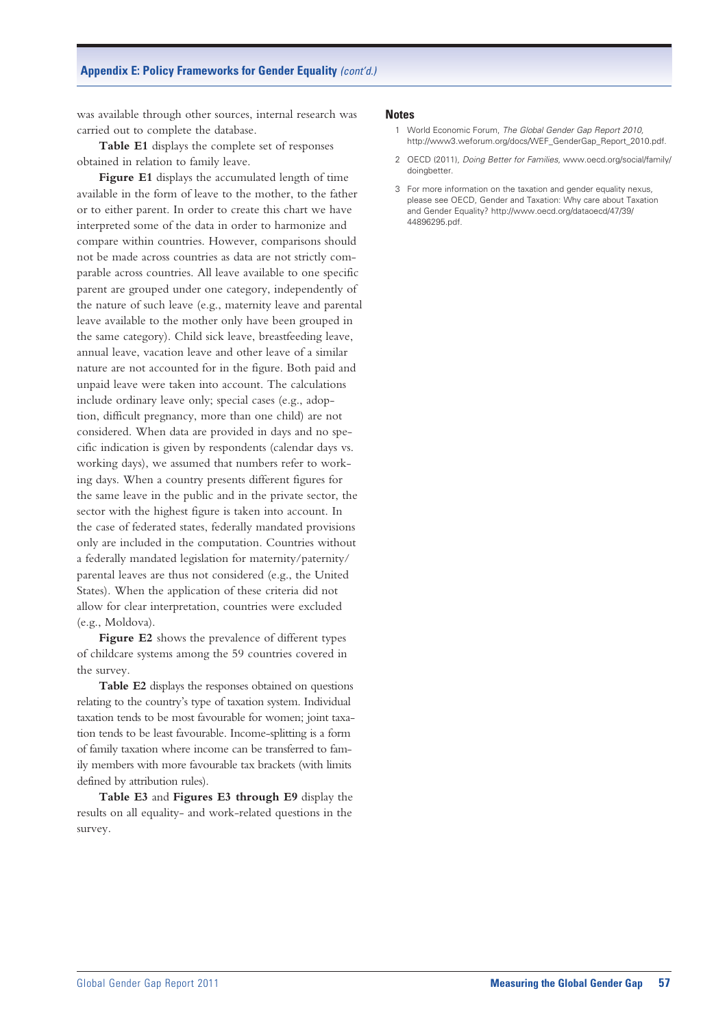was available through other sources, internal research was carried out to complete the database.

**Table E1** displays the complete set of responses obtained in relation to family leave.

**Figure E1** displays the accumulated length of time available in the form of leave to the mother, to the father or to either parent. In order to create this chart we have interpreted some of the data in order to harmonize and compare within countries. However, comparisons should not be made across countries as data are not strictly comparable across countries. All leave available to one specific parent are grouped under one category, independently of the nature of such leave (e.g., maternity leave and parental leave available to the mother only have been grouped in the same category). Child sick leave, breastfeeding leave, annual leave, vacation leave and other leave of a similar nature are not accounted for in the figure. Both paid and unpaid leave were taken into account. The calculations include ordinary leave only; special cases (e.g., adoption, difficult pregnancy, more than one child) are not considered. When data are provided in days and no specific indication is given by respondents (calendar days vs. working days), we assumed that numbers refer to working days. When a country presents different figures for the same leave in the public and in the private sector, the sector with the highest figure is taken into account. In the case of federated states, federally mandated provisions only are included in the computation. Countries without a federally mandated legislation for maternity/paternity/parental leaves are thus not considered (e.g., the United States). When the application of these criteria did not allow for clear interpretation, countries were excluded (e.g., Moldova).

**Figure E2** shows the prevalence of different types of childcare systems among the 59 countries covered in the survey.

**Table E2** displays the responses obtained on questions relating to the country's type of taxation system. Individual taxation tends to be most favourable for women; joint taxation tends to be least favourable. Income-splitting is a form of family taxation where income can be transferred to family members with more favourable tax brackets (with limits defined by attribution rules).

**Table E3** and **Figures E3 through E9** display the results on all equality- and work-related questions in the survey.

### Notes

1. World Economic Forum, *The Global Gender Gap Report 2010*, http://www3.weforum.org/docs/WEF_GenderGap_Report_2010.pdf.
2. OECD (2011), *Doing Better for Families*, www.oecd.org/social/family/doingbetter.
3. For more information on the taxation and gender equality nexus, please see OECD, Gender and Taxation: Why care about Taxation and Gender Equality? http://www.oecd.org/dataoecd/47/39/44896295.pdf.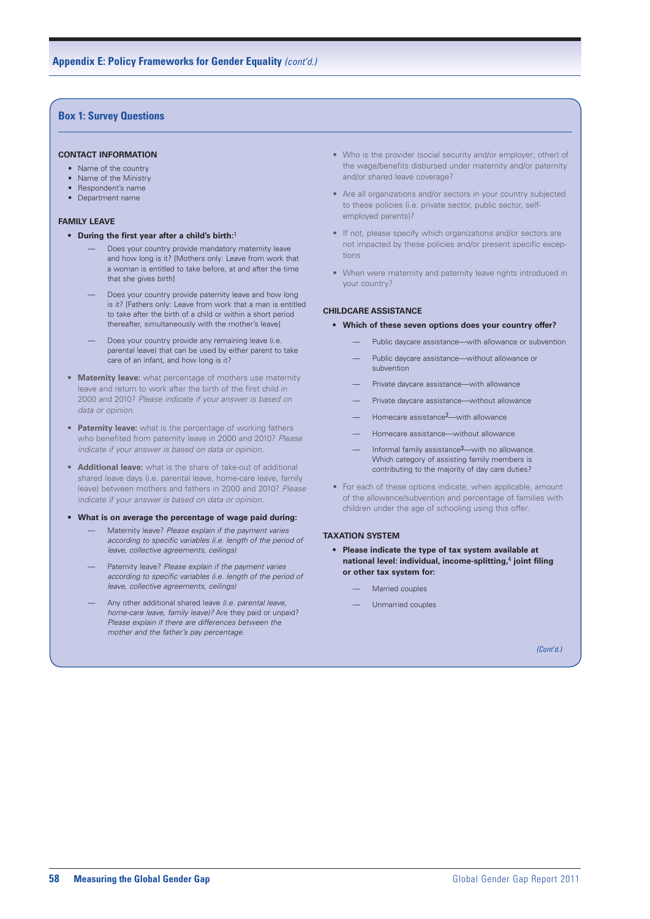## Appendix E: Policy Frameworks for Gender Equality *(cont'd.)*

### Box 1: Survey Questions

**CONTACT INFORMATION**

- Name of the country
- Name of the Ministry
- Respondent's name
- Department name

**FAMILY LEAVE**

- **During the first year after a child's birth:**[1]
  - Does your country provide mandatory maternity leave and how long is it? [Mothers only: Leave from work that a woman is entitled to take before, at and after the time that she gives birth]
  - Does your country provide paternity leave and how long is it? [Fathers only: Leave from work that a man is entitled to take after the birth of a child or within a short period thereafter, simultaneously with the mother's leave]
  - Does your country provide any remaining leave (i.e. parental leave) that can be used by either parent to take care of an infant, and how long is it?
- **Maternity leave:** what percentage of mothers use maternity leave and return to work after the birth of the first child in 2000 and 2010? *Please indicate if your answer is based on data or opinion.*
- **Paternity leave:** what is the percentage of working fathers who benefited from paternity leave in 2000 and 2010? *Please indicate if your answer is based on data or opinion.*
- **Additional leave:** what is the share of take-out of additional shared leave days (i.e. parental leave, home-care leave, family leave) between mothers and fathers in 2000 and 2010? *Please indicate if your answer is based on data or opinion.*
- **What is on average the percentage of wage paid during:**
  - Maternity leave? *Please explain if the payment varies according to specific variables (i.e. length of the period of leave, collective agreements, ceilings)*
  - Paternity leave? *Please explain if the payment varies according to specific variables (i.e. length of the period of leave, collective agreements, ceilings)*
  - Any other additional shared leave *(i.e. parental leave, home-care leave, family leave)?* Are they paid or unpaid? *Please explain if there are differences between the mother and the father's pay percentage.*
- Who is the provider (social security and/or employer; other) of the wage/benefits disbursed under maternity and/or paternity and/or shared leave coverage?
- Are all organizations and/or sectors in your country subjected to these policies (i.e. private sector, public sector, self-employed parents)?
- If not, please specify which organizations and/or sectors are not impacted by these policies and/or present specific exceptions
- When were maternity and paternity leave rights introduced in your country?

**CHILDCARE ASSISTANCE**

- **Which of these seven options does your country offer?**
  - Public daycare assistance—with allowance or subvention
  - Public daycare assistance—without allowance or subvention
  - Private daycare assistance—with allowance
  - Private daycare assistance—without allowance
  - Homecare assistance[2]—with allowance
  - Homecare assistance—without allowance
  - Informal family assistance[3]—with no allowance. Which category of assisting family members is contributing to the majority of day care duties?
- For each of these options indicate, when applicable, amount of the allowance/subvention and percentage of families with children under the age of schooling using this offer.

**TAXATION SYSTEM**

- **Please indicate the type of tax system available at national level: individual, income-splitting,[4] joint filing or other tax system for:**
  - Married couples
  - Unmarried couples

*(Cont'd.)*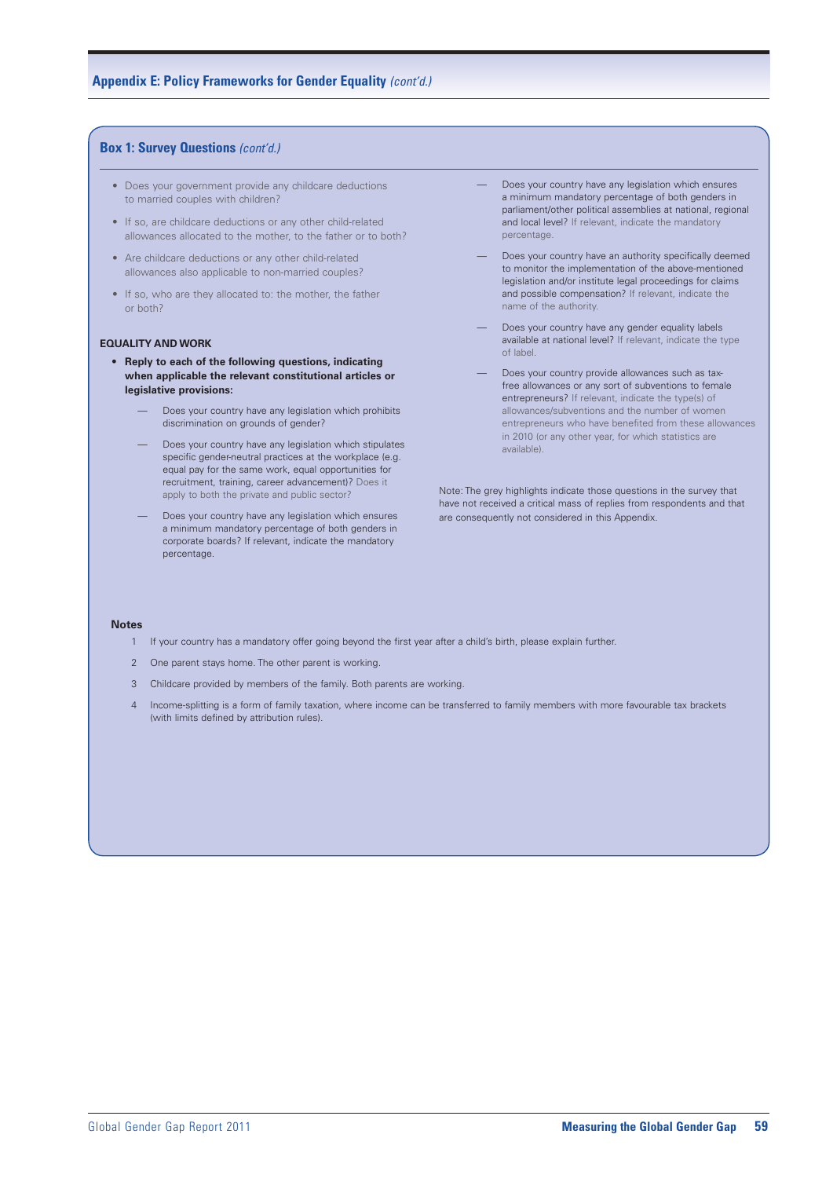## Box 1: Survey Questions *(cont'd.)*

- Does your government provide any childcare deductions to married couples with children?
- If so, are childcare deductions or any other child-related allowances allocated to the mother, to the father or to both?
- Are childcare deductions or any other child-related allowances also applicable to non-married couples?
- If so, who are they allocated to: the mother, the father or both?

**EQUALITY AND WORK**

- **Reply to each of the following questions, indicating when applicable the relevant constitutional articles or legislative provisions:**
  - — Does your country have any legislation which prohibits discrimination on grounds of gender?
  - — Does your country have any legislation which stipulates specific gender-neutral practices at the workplace (e.g. equal pay for the same work, equal opportunities for recruitment, training, career advancement)? Does it apply to both the private and public sector?
  - — Does your country have any legislation which ensures a minimum mandatory percentage of both genders in corporate boards? If relevant, indicate the mandatory percentage.
  - — Does your country have any legislation which ensures a minimum mandatory percentage of both genders in parliament/other political assemblies at national, regional and local level? If relevant, indicate the mandatory percentage.
  - — Does your country have an authority specifically deemed to monitor the implementation of the above-mentioned legislation and/or institute legal proceedings for claims and possible compensation? If relevant, indicate the name of the authority.
  - — Does your country have any gender equality labels available at national level? If relevant, indicate the type of label.
  - — Does your country provide allowances such as tax-free allowances or any sort of subventions to female entrepreneurs? If relevant, indicate the type(s) of allowances/subventions and the number of women entrepreneurs who have benefited from these allowances in 2010 (or any other year, for which statistics are available).

Note: The grey highlights indicate those questions in the survey that have not received a critical mass of replies from respondents and that are consequently not considered in this Appendix.

**Notes**

1. If your country has a mandatory offer going beyond the first year after a child's birth, please explain further.
2. One parent stays home. The other parent is working.
3. Childcare provided by members of the family. Both parents are working.
4. Income-splitting is a form of family taxation, where income can be transferred to family members with more favourable tax brackets (with limits defined by attribution rules).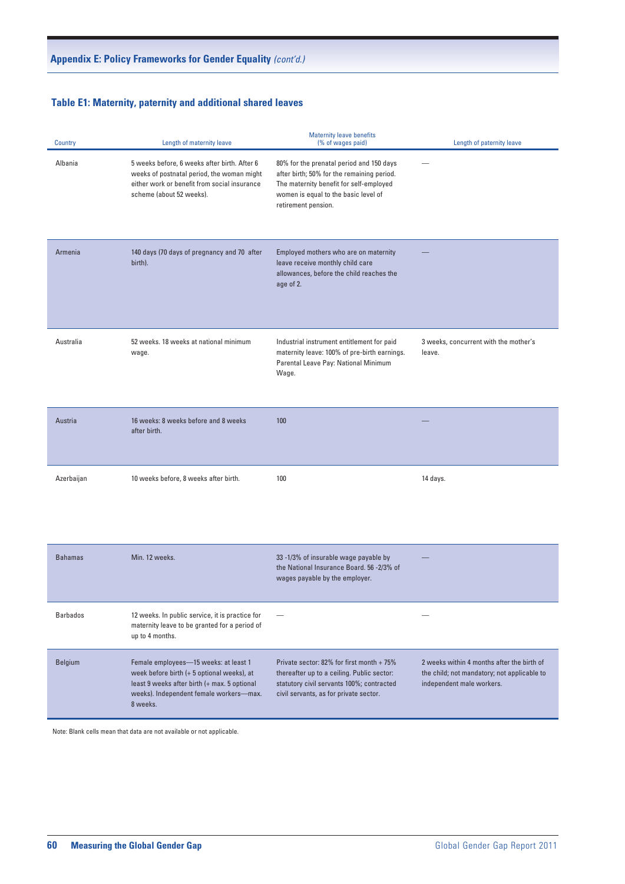## Appendix E: Policy Frameworks for Gender Equality *(cont'd.)*

### Table E1: Maternity, paternity and additional shared leaves

| Country | Length of maternity leave | Maternity leave benefits (% of wages paid) | Length of paternity leave |
|---|---|---|---|
| Albania | 5 weeks before, 6 weeks after birth. After 6 weeks of postnatal period, the woman might either work or benefit from social insurance scheme (about 52 weeks). | 80% for the prenatal period and 150 days after birth; 50% for the remaining period. The maternity benefit for self-employed women is equal to the basic level of retirement pension. | — |
| Armenia | 140 days (70 days of pregnancy and 70 after birth). | Employed mothers who are on maternity leave receive monthly child care allowances, before the child reaches the age of 2. | — |
| Australia | 52 weeks. 18 weeks at national minimum wage. | Industrial instrument entitlement for paid maternity leave: 100% of pre-birth earnings. Parental Leave Pay: National Minimum Wage. | 3 weeks, concurrent with the mother's leave. |
| Austria | 16 weeks: 8 weeks before and 8 weeks after birth. | 100 | — |
| Azerbaijan | 10 weeks before, 8 weeks after birth. | 100 | 14 days. |
| Bahamas | Min. 12 weeks. | 33 -1/3% of insurable wage payable by the National Insurance Board. 56 -2/3% of wages payable by the employer. | — |
| Barbados | 12 weeks. In public service, it is practice for maternity leave to be granted for a period of up to 4 months. | — | — |
| Belgium | Female employees—15 weeks: at least 1 week before birth (+ 5 optional weeks), at least 9 weeks after birth (+ max. 5 optional weeks). Independent female workers—max. 8 weeks. | Private sector: 82% for first month + 75% thereafter up to a ceiling. Public sector: statutory civil servants 100%; contracted civil servants, as for private sector. | 2 weeks within 4 months after the birth of the child; not mandatory; not applicable to independent male workers. |

Note: Blank cells mean that data are not available or not applicable.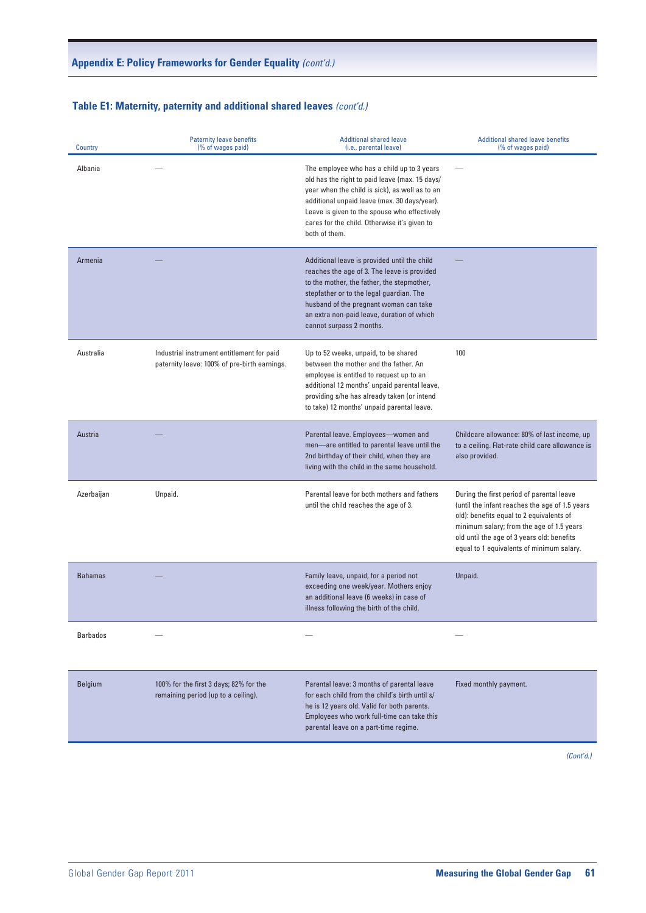## Appendix E: Policy Frameworks for Gender Equality *(cont'd.)*

### Table E1: Maternity, paternity and additional shared leaves *(cont'd.)*

| Country | Paternity leave benefits (% of wages paid) | Additional shared leave (i.e., parental leave) | Additional shared leave benefits (% of wages paid) |
|---|---|---|---|
| Albania | — | The employee who has a child up to 3 years old has the right to paid leave (max. 15 days/year when the child is sick), as well as to an additional unpaid leave (max. 30 days/year). Leave is given to the spouse who effectively cares for the child. Otherwise it's given to both of them. | — |
| Armenia | — | Additional leave is provided until the child reaches the age of 3. The leave is provided to the mother, the father, the stepmother, stepfather or to the legal guardian. The husband of the pregnant woman can take an extra non-paid leave, duration of which cannot surpass 2 months. | — |
| Australia | Industrial instrument entitlement for paid paternity leave: 100% of pre-birth earnings. | Up to 52 weeks, unpaid, to be shared between the mother and the father. An employee is entitled to request up to an additional 12 months' unpaid parental leave, providing s/he has already taken (or intend to take) 12 months' unpaid parental leave. | 100 |
| Austria | — | Parental leave. Employees—women and men—are entitled to parental leave until the 2nd birthday of their child, when they are living with the child in the same household. | Childcare allowance: 80% of last income, up to a ceiling. Flat-rate child care allowance is also provided. |
| Azerbaijan | Unpaid. | Parental leave for both mothers and fathers until the child reaches the age of 3. | During the first period of parental leave (until the infant reaches the age of 1.5 years old): benefits equal to 2 equivalents of minimum salary; from the age of 1.5 years old until the age of 3 years old: benefits equal to 1 equivalents of minimum salary. |
| Bahamas | — | Family leave, unpaid, for a period not exceeding one week/year. Mothers enjoy an additional leave (6 weeks) in case of illness following the birth of the child. | Unpaid. |
| Barbados | — | — | — |
| Belgium | 100% for the first 3 days; 82% for the remaining period (up to a ceiling). | Parental leave: 3 months of parental leave for each child from the child's birth until s/he is 12 years old. Valid for both parents. Employees who work full-time can take this parental leave on a part-time regime. | Fixed monthly payment. |

*(Cont'd.)*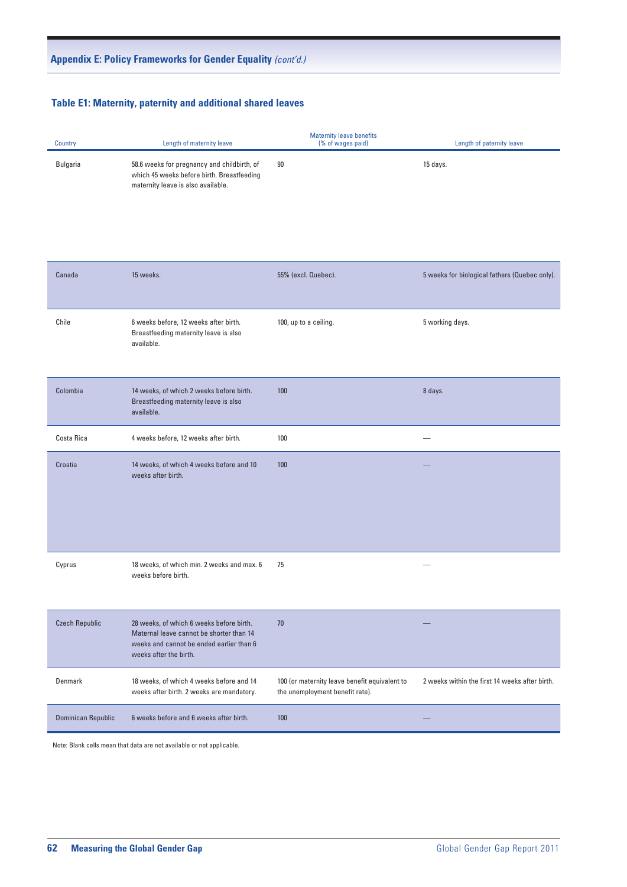## Appendix E: Policy Frameworks for Gender Equality *(cont'd.)*

### Table E1: Maternity, paternity and additional shared leaves

| Country | Length of maternity leave | Maternity leave benefits (% of wages paid) | Length of paternity leave |
|---|---|---|---|
| Bulgaria | 58.6 weeks for pregnancy and childbirth, of which 45 weeks before birth. Breastfeeding maternity leave is also available. | 90 | 15 days. |
| Canada | 15 weeks. | 55% (excl. Quebec). | 5 weeks for biological fathers (Quebec only). |
| Chile | 6 weeks before, 12 weeks after birth. Breastfeeding maternity leave is also available. | 100, up to a ceiling. | 5 working days. |
| Colombia | 14 weeks, of which 2 weeks before birth. Breastfeeding maternity leave is also available. | 100 | 8 days. |
| Costa Rica | 4 weeks before, 12 weeks after birth. | 100 | — |
| Croatia | 14 weeks, of which 4 weeks before and 10 weeks after birth. | 100 | — |
| Cyprus | 18 weeks, of which min. 2 weeks and max. 6 weeks before birth. | 75 | — |
| Czech Republic | 28 weeks, of which 6 weeks before birth. Maternal leave cannot be shorter than 14 weeks and cannot be ended earlier than 6 weeks after the birth. | 70 | — |
| Denmark | 18 weeks, of which 4 weeks before and 14 weeks after birth. 2 weeks are mandatory. | 100 (or maternity leave benefit equivalent to the unemployment benefit rate). | 2 weeks within the first 14 weeks after birth. |
| Dominican Republic | 6 weeks before and 6 weeks after birth. | 100 | — |

Note: Blank cells mean that data are not available or not applicable.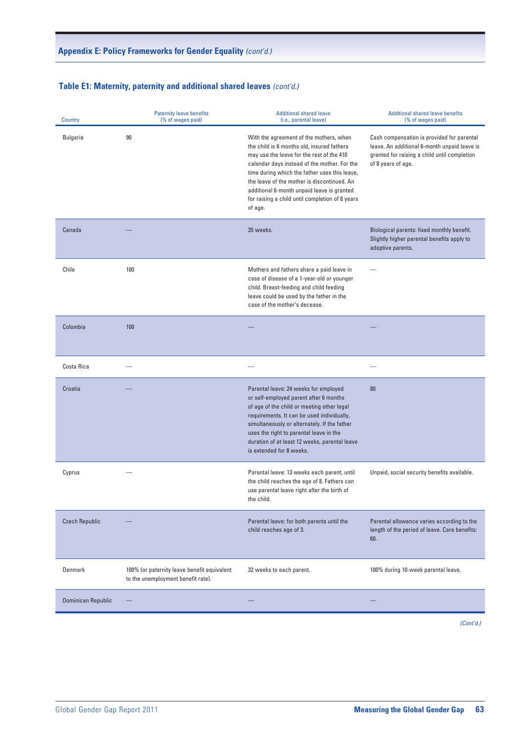## Appendix E: Policy Frameworks for Gender Equality *(cont'd.)*

### Table E1: Maternity, paternity and additional shared leaves *(cont'd.)*

| Country | Paternity leave benefits (% of wages paid) | Additional shared leave (i.e., parental leave) | Additional shared leave benefits (% of wages paid) |
|---|---|---|---|
| Bulgaria | 90 | With the agreement of the mothers, when the child is 6 months old, insured fathers may use the leave for the rest of the 410 calendar days instead of the mother. For the time during which the father uses this leave, the leave of the mother is discontinued. An additional 6-month unpaid leave is granted for raising a child until completion of 8 years of age. | Cash compensation is provided for parental leave. An additional 6-month unpaid leave is granted for raising a child until completion of 8 years of age. |
| Canada | — | 35 weeks. | Biological parents: fixed monthly benefit. Slightly higher parental benefits apply to adoptive parents. |
| Chile | 100 | Mothers and fathers share a paid leave in case of disease of a 1-year-old or younger child. Breast-feeding and child feeding leave could be used by the father in the case of the mother's decease. | — |
| Colombia | 100 | — | — |
| Costa Rica | — | — | — |
| Croatia | — | Parental leave: 24 weeks for employed or self-employed parent after 6 months of age of the child or meeting other legal requirements. It can be used individually, simultaneously or alternately. If the father uses the right to parental leave in the duration of at least 12 weeks, parental leave is extended for 8 weeks. | 80 |
| Cyprus | — | Parental leave: 13 weeks each parent, until the child reaches the age of 8. Fathers can use parental leave right after the birth of the child. | Unpaid, social security benefits available. |
| Czech Republic | — | Parental leave: for both parents until the child reaches age of 3. | Parental allowance varies according to the length of the period of leave. Care benefits: 60. |
| Denmark | 100% (or paternity leave benefit equivalent to the unemployment benefit rate). | 32 weeks to each parent. | 100% during 10-week parental leave. |
| Dominican Republic | — | — | — |

*(Cont'd.)*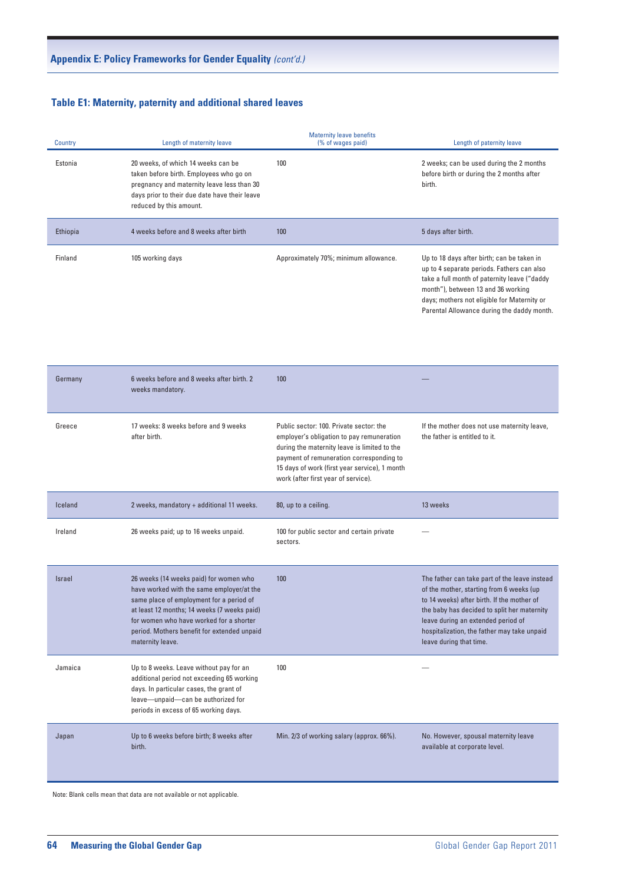## Appendix E: Policy Frameworks for Gender Equality *(cont'd.)*

### Table E1: Maternity, paternity and additional shared leaves

| Country | Length of maternity leave | Maternity leave benefits (% of wages paid) | Length of paternity leave |
|---|---|---|---|
| Estonia | 20 weeks, of which 14 weeks can be taken before birth. Employees who go on pregnancy and maternity leave less than 30 days prior to their due date have their leave reduced by this amount. | 100 | 2 weeks; can be used during the 2 months before birth or during the 2 months after birth. |
| Ethiopia | 4 weeks before and 8 weeks after birth | 100 | 5 days after birth. |
| Finland | 105 working days | Approximately 70%; minimum allowance. | Up to 18 days after birth; can be taken in up to 4 separate periods. Fathers can also take a full month of paternity leave ("daddy month"), between 13 and 36 working days; mothers not eligible for Maternity or Parental Allowance during the daddy month. |
| Germany | 6 weeks before and 8 weeks after birth. 2 weeks mandatory. | 100 | — |
| Greece | 17 weeks: 8 weeks before and 9 weeks after birth. | Public sector: 100. Private sector: the employer's obligation to pay remuneration during the maternity leave is limited to the payment of remuneration corresponding to 15 days of work (first year service), 1 month work (after first year of service). | If the mother does not use maternity leave, the father is entitled to it. |
| Iceland | 2 weeks, mandatory + additional 11 weeks. | 80, up to a ceiling. | 13 weeks |
| Ireland | 26 weeks paid; up to 16 weeks unpaid. | 100 for public sector and certain private sectors. | — |
| Israel | 26 weeks (14 weeks paid) for women who have worked with the same employer/at the same place of employment for a period of at least 12 months; 14 weeks (7 weeks paid) for women who have worked for a shorter period. Mothers benefit for extended unpaid maternity leave. | 100 | The father can take part of the leave instead of the mother, starting from 6 weeks (up to 14 weeks) after birth. If the mother of the baby has decided to split her maternity leave during an extended period of hospitalization, the father may take unpaid leave during that time. |
| Jamaica | Up to 8 weeks. Leave without pay for an additional period not exceeding 65 working days. In particular cases, the grant of leave—unpaid—can be authorized for periods in excess of 65 working days. | 100 | — |
| Japan | Up to 6 weeks before birth; 8 weeks after birth. | Min. 2/3 of working salary (approx. 66%). | No. However, spousal maternity leave available at corporate level. |

Note: Blank cells mean that data are not available or not applicable.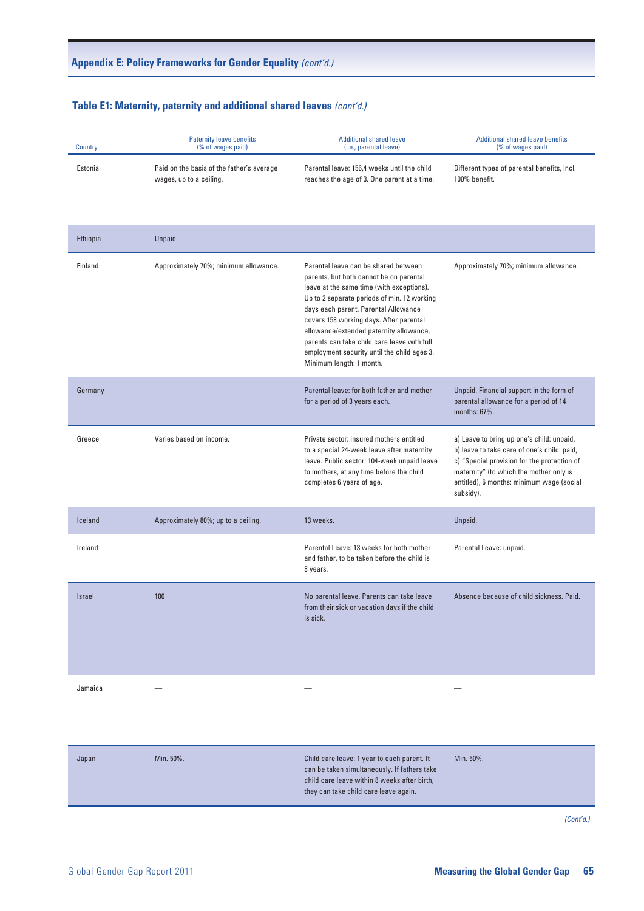## Appendix E: Policy Frameworks for Gender Equality *(cont'd.)*

### Table E1: Maternity, paternity and additional shared leaves *(cont'd.)*

| Country | Paternity leave benefits (% of wages paid) | Additional shared leave (i.e., parental leave) | Additional shared leave benefits (% of wages paid) |
|---|---|---|---|
| Estonia | Paid on the basis of the father's average wages, up to a ceiling. | Parental leave: 156,4 weeks until the child reaches the age of 3. One parent at a time. | Different types of parental benefits, incl. 100% benefit. |
| Ethiopia | Unpaid. | — | — |
| Finland | Approximately 70%; minimum allowance. | Parental leave can be shared between parents, but both cannot be on parental leave at the same time (with exceptions). Up to 2 separate periods of min. 12 working days each parent. Parental Allowance covers 158 working days. After parental allowance/extended paternity allowance, parents can take child care leave with full employment security until the child ages 3. Minimum length: 1 month. | Approximately 70%; minimum allowance. |
| Germany | — | Parental leave: for both father and mother for a period of 3 years each. | Unpaid. Financial support in the form of parental allowance for a period of 14 months: 67%. |
| Greece | Varies based on income. | Private sector: insured mothers entitled to a special 24-week leave after maternity leave. Public sector: 104-week unpaid leave to mothers, at any time before the child completes 6 years of age. | a) Leave to bring up one's child: unpaid, b) leave to take care of one's child: paid, c) "Special provision for the protection of maternity" (to which the mother only is entitled), 6 months: minimum wage (social subsidy). |
| Iceland | Approximately 80%; up to a ceiling. | 13 weeks. | Unpaid. |
| Ireland | — | Parental Leave: 13 weeks for both mother and father, to be taken before the child is 8 years. | Parental Leave: unpaid. |
| Israel | 100 | No parental leave. Parents can take leave from their sick or vacation days if the child is sick. | Absence because of child sickness. Paid. |
| Jamaica | — | — | — |
| Japan | Min. 50%. | Child care leave: 1 year to each parent. It can be taken simultaneously. If fathers take child care leave within 8 weeks after birth, they can take child care leave again. | Min. 50%. |

*(Cont'd.)*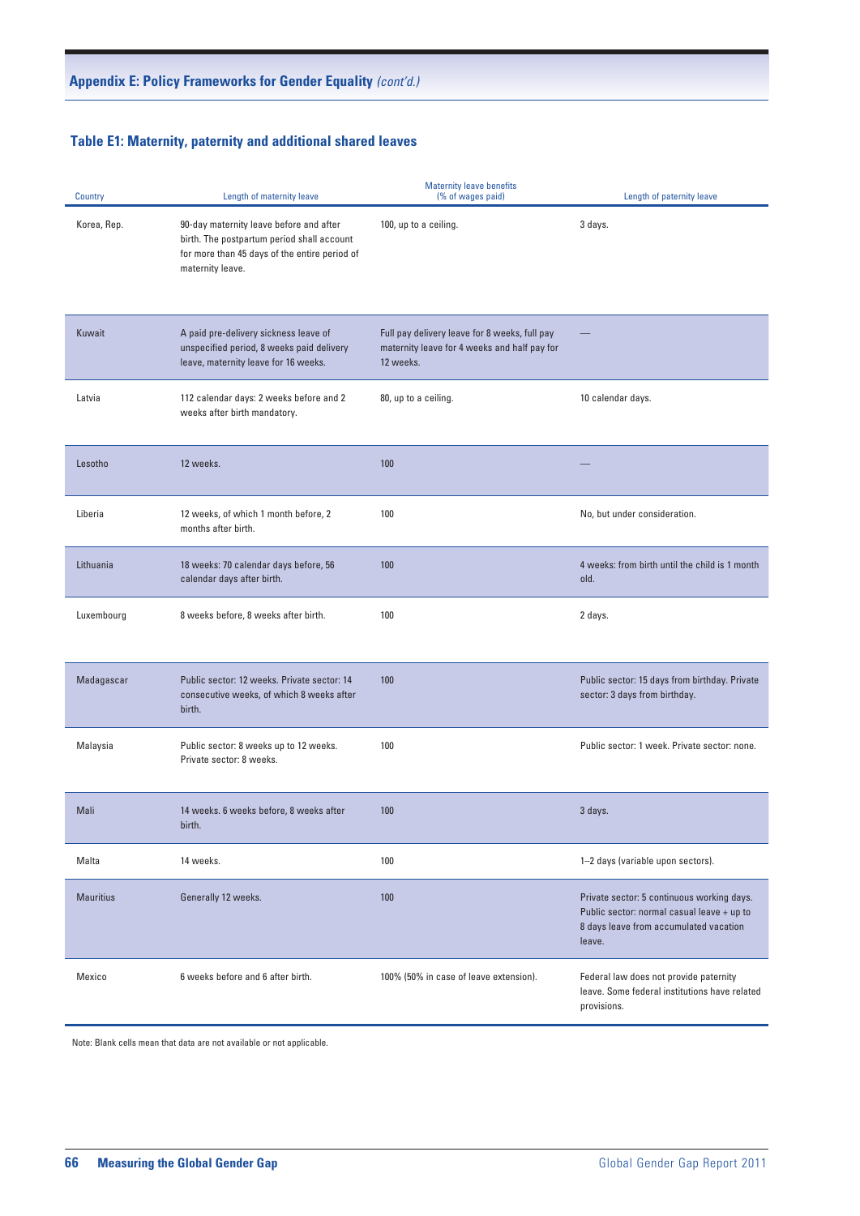## Appendix E: Policy Frameworks for Gender Equality *(cont'd.)*

### Table E1: Maternity, paternity and additional shared leaves

| Country | Length of maternity leave | Maternity leave benefits (% of wages paid) | Length of paternity leave |
|---|---|---|---|
| Korea, Rep. | 90-day maternity leave before and after birth. The postpartum period shall account for more than 45 days of the entire period of maternity leave. | 100, up to a ceiling. | 3 days. |
| Kuwait | A paid pre-delivery sickness leave of unspecified period, 8 weeks paid delivery leave, maternity leave for 16 weeks. | Full pay delivery leave for 8 weeks, full pay maternity leave for 4 weeks and half pay for 12 weeks. | — |
| Latvia | 112 calendar days: 2 weeks before and 2 weeks after birth mandatory. | 80, up to a ceiling. | 10 calendar days. |
| Lesotho | 12 weeks. | 100 | — |
| Liberia | 12 weeks, of which 1 month before, 2 months after birth. | 100 | No, but under consideration. |
| Lithuania | 18 weeks: 70 calendar days before, 56 calendar days after birth. | 100 | 4 weeks: from birth until the child is 1 month old. |
| Luxembourg | 8 weeks before, 8 weeks after birth. | 100 | 2 days. |
| Madagascar | Public sector: 12 weeks. Private sector: 14 consecutive weeks, of which 8 weeks after birth. | 100 | Public sector: 15 days from birthday. Private sector: 3 days from birthday. |
| Malaysia | Public sector: 8 weeks up to 12 weeks. Private sector: 8 weeks. | 100 | Public sector: 1 week. Private sector: none. |
| Mali | 14 weeks. 6 weeks before, 8 weeks after birth. | 100 | 3 days. |
| Malta | 14 weeks. | 100 | 1–2 days (variable upon sectors). |
| Mauritius | Generally 12 weeks. | 100 | Private sector: 5 continuous working days. Public sector: normal casual leave + up to 8 days leave from accumulated vacation leave. |
| Mexico | 6 weeks before and 6 after birth. | 100% (50% in case of leave extension). | Federal law does not provide paternity leave. Some federal institutions have related provisions. |

Note: Blank cells mean that data are not available or not applicable.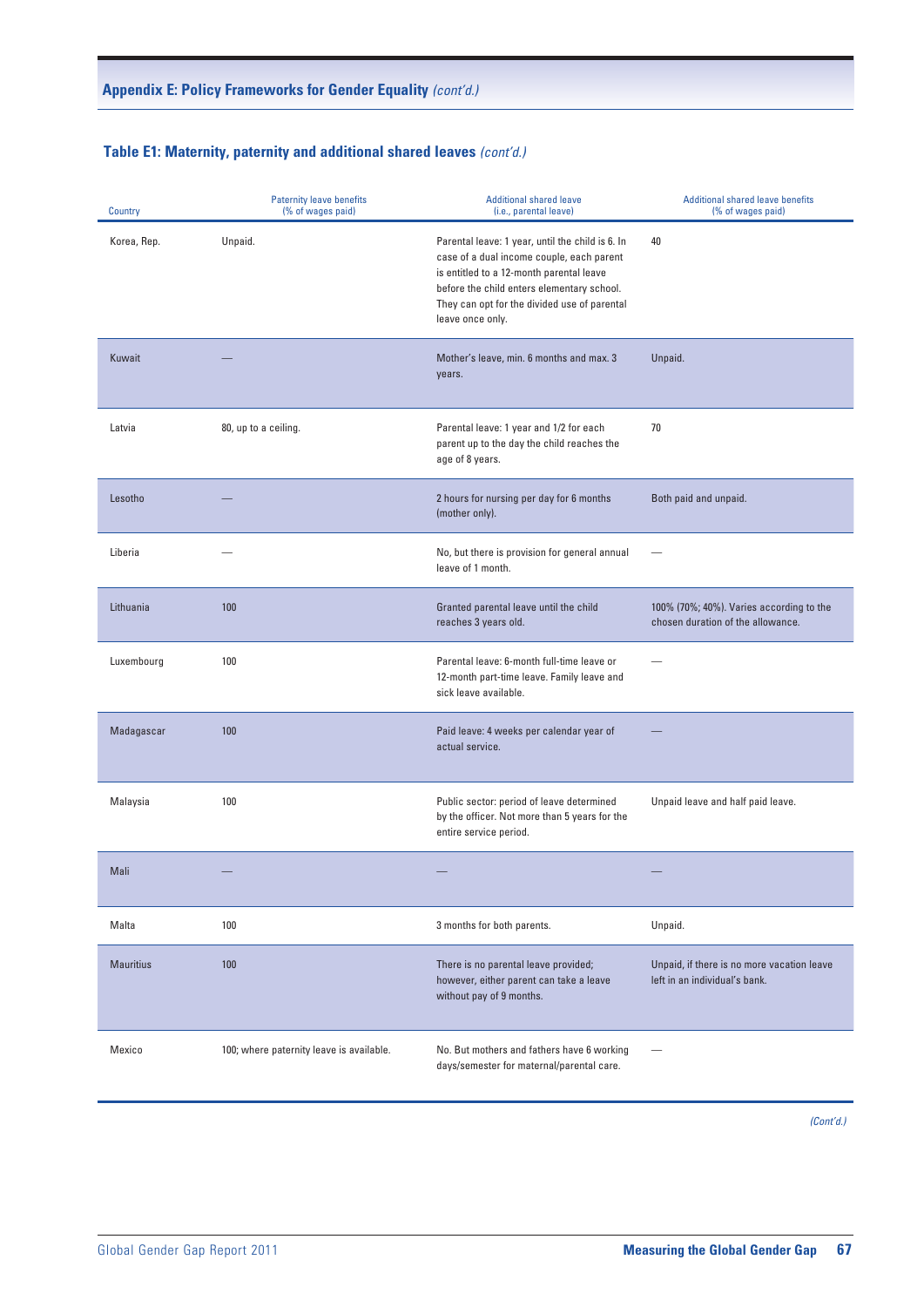## Appendix E: Policy Frameworks for Gender Equality *(cont'd.)*

### Table E1: Maternity, paternity and additional shared leaves *(cont'd.)*

| Country | Paternity leave benefits (% of wages paid) | Additional shared leave (i.e., parental leave) | Additional shared leave benefits (% of wages paid) |
|---|---|---|---|
| Korea, Rep. | Unpaid. | Parental leave: 1 year, until the child is 6. In case of a dual income couple, each parent is entitled to a 12-month parental leave before the child enters elementary school. They can opt for the divided use of parental leave once only. | 40 |
| Kuwait | — | Mother's leave, min. 6 months and max. 3 years. | Unpaid. |
| Latvia | 80, up to a ceiling. | Parental leave: 1 year and 1/2 for each parent up to the day the child reaches the age of 8 years. | 70 |
| Lesotho | — | 2 hours for nursing per day for 6 months (mother only). | Both paid and unpaid. |
| Liberia | — | No, but there is provision for general annual leave of 1 month. | — |
| Lithuania | 100 | Granted parental leave until the child reaches 3 years old. | 100% (70%; 40%). Varies according to the chosen duration of the allowance. |
| Luxembourg | 100 | Parental leave: 6-month full-time leave or 12-month part-time leave. Family leave and sick leave available. | — |
| Madagascar | 100 | Paid leave: 4 weeks per calendar year of actual service. | — |
| Malaysia | 100 | Public sector: period of leave determined by the officer. Not more than 5 years for the entire service period. | Unpaid leave and half paid leave. |
| Mali | — | — | — |
| Malta | 100 | 3 months for both parents. | Unpaid. |
| Mauritius | 100 | There is no parental leave provided; however, either parent can take a leave without pay of 9 months. | Unpaid, if there is no more vacation leave left in an individual's bank. |
| Mexico | 100; where paternity leave is available. | No. But mothers and fathers have 6 working days/semester for maternal/parental care. | — |

*(Cont'd.)*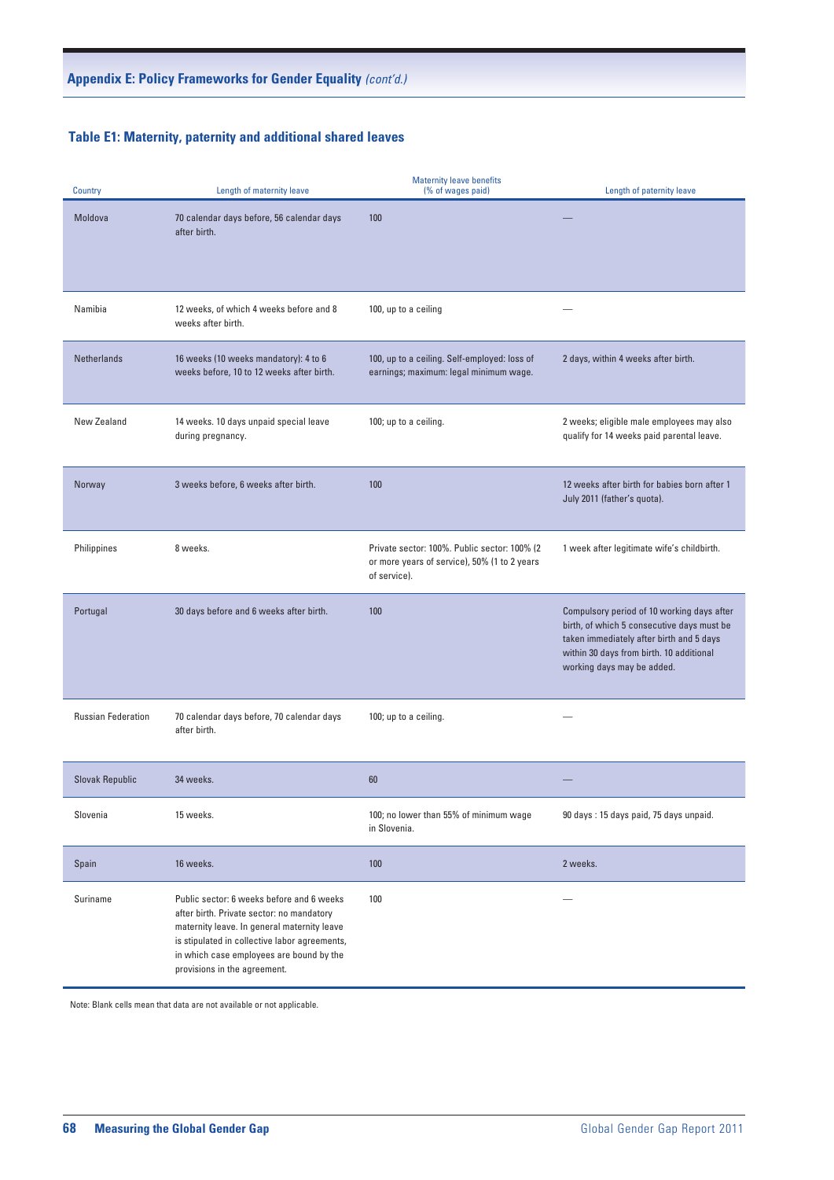## Appendix E: Policy Frameworks for Gender Equality *(cont'd.)*

### Table E1: Maternity, paternity and additional shared leaves

| Country | Length of maternity leave | Maternity leave benefits (% of wages paid) | Length of paternity leave |
|---|---|---|---|
| Moldova | 70 calendar days before, 56 calendar days after birth. | 100 | — |
| Namibia | 12 weeks, of which 4 weeks before and 8 weeks after birth. | 100, up to a ceiling | — |
| Netherlands | 16 weeks (10 weeks mandatory): 4 to 6 weeks before, 10 to 12 weeks after birth. | 100, up to a ceiling. Self-employed: loss of earnings; maximum: legal minimum wage. | 2 days, within 4 weeks after birth. |
| New Zealand | 14 weeks. 10 days unpaid special leave during pregnancy. | 100; up to a ceiling. | 2 weeks; eligible male employees may also qualify for 14 weeks paid parental leave. |
| Norway | 3 weeks before, 6 weeks after birth. | 100 | 12 weeks after birth for babies born after 1 July 2011 (father's quota). |
| Philippines | 8 weeks. | Private sector: 100%. Public sector: 100% (2 or more years of service), 50% (1 to 2 years of service). | 1 week after legitimate wife's childbirth. |
| Portugal | 30 days before and 6 weeks after birth. | 100 | Compulsory period of 10 working days after birth, of which 5 consecutive days must be taken immediately after birth and 5 days within 30 days from birth. 10 additional working days may be added. |
| Russian Federation | 70 calendar days before, 70 calendar days after birth. | 100; up to a ceiling. | — |
| Slovak Republic | 34 weeks. | 60 | — |
| Slovenia | 15 weeks. | 100; no lower than 55% of minimum wage in Slovenia. | 90 days : 15 days paid, 75 days unpaid. |
| Spain | 16 weeks. | 100 | 2 weeks. |
| Suriname | Public sector: 6 weeks before and 6 weeks after birth. Private sector: no mandatory maternity leave. In general maternity leave is stipulated in collective labor agreements, in which case employees are bound by the provisions in the agreement. | 100 | — |

Note: Blank cells mean that data are not available or not applicable.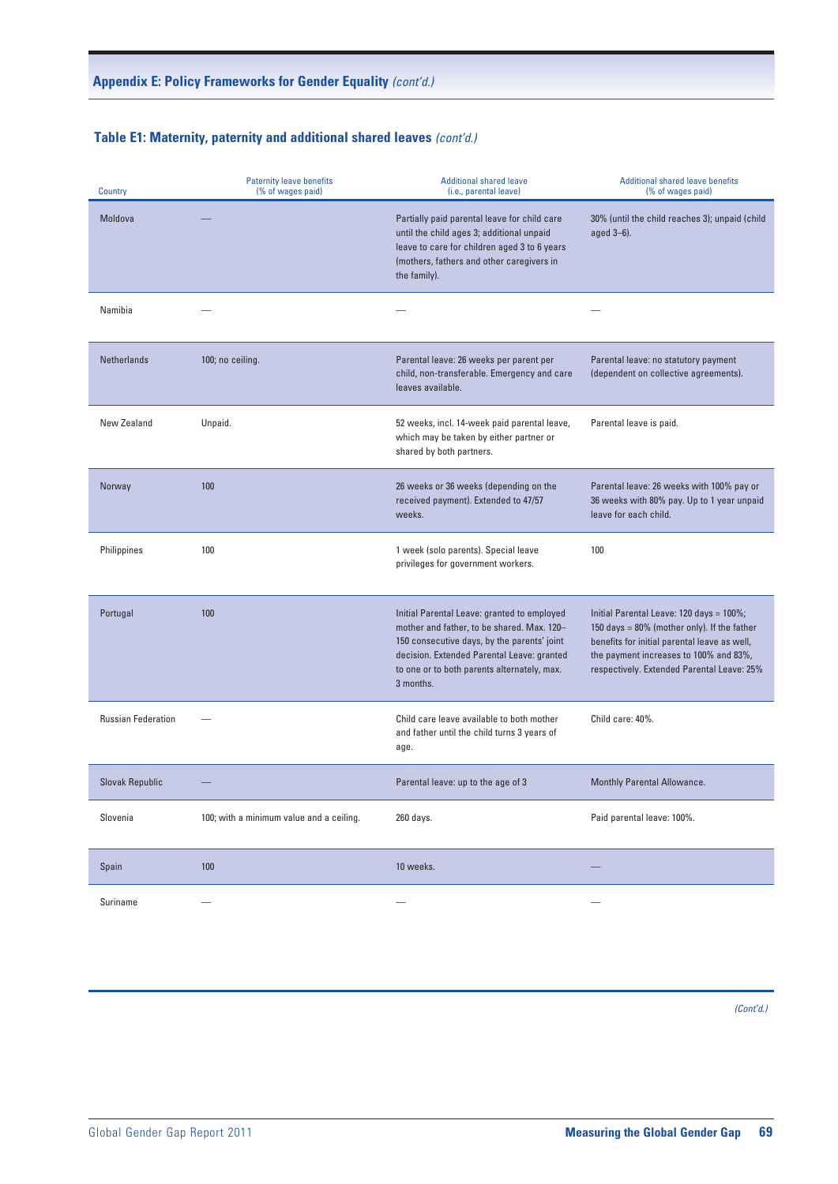## Appendix E: Policy Frameworks for Gender Equality *(cont'd.)*

### Table E1: Maternity, paternity and additional shared leaves *(cont'd.)*

| Country | Paternity leave benefits (% of wages paid) | Additional shared leave (i.e., parental leave) | Additional shared leave benefits (% of wages paid) |
|---|---|---|---|
| Moldova | — | Partially paid parental leave for child care until the child ages 3; additional unpaid leave to care for children aged 3 to 6 years (mothers, fathers and other caregivers in the family). | 30% (until the child reaches 3); unpaid (child aged 3–6). |
| Namibia | — | — | — |
| Netherlands | 100; no ceiling. | Parental leave: 26 weeks per parent per child, non-transferable. Emergency and care leaves available. | Parental leave: no statutory payment (dependent on collective agreements). |
| New Zealand | Unpaid. | 52 weeks, incl. 14-week paid parental leave, which may be taken by either partner or shared by both partners. | Parental leave is paid. |
| Norway | 100 | 26 weeks or 36 weeks (depending on the received payment). Extended to 47/57 weeks. | Parental leave: 26 weeks with 100% pay or 36 weeks with 80% pay. Up to 1 year unpaid leave for each child. |
| Philippines | 100 | 1 week (solo parents). Special leave privileges for government workers. | 100 |
| Portugal | 100 | Initial Parental Leave: granted to employed mother and father, to be shared. Max. 120–150 consecutive days, by the parents' joint decision. Extended Parental Leave: granted to one or to both parents alternately, max. 3 months. | Initial Parental Leave: 120 days = 100%; 150 days = 80% (mother only). If the father benefits for initial parental leave as well, the payment increases to 100% and 83%, respectively. Extended Parental Leave: 25% |
| Russian Federation | — | Child care leave available to both mother and father until the child turns 3 years of age. | Child care: 40%. |
| Slovak Republic | — | Parental leave: up to the age of 3 | Monthly Parental Allowance. |
| Slovenia | 100; with a minimum value and a ceiling. | 260 days. | Paid parental leave: 100%. |
| Spain | 100 | 10 weeks. | — |
| Suriname | — | — | — |

*(Cont'd.)*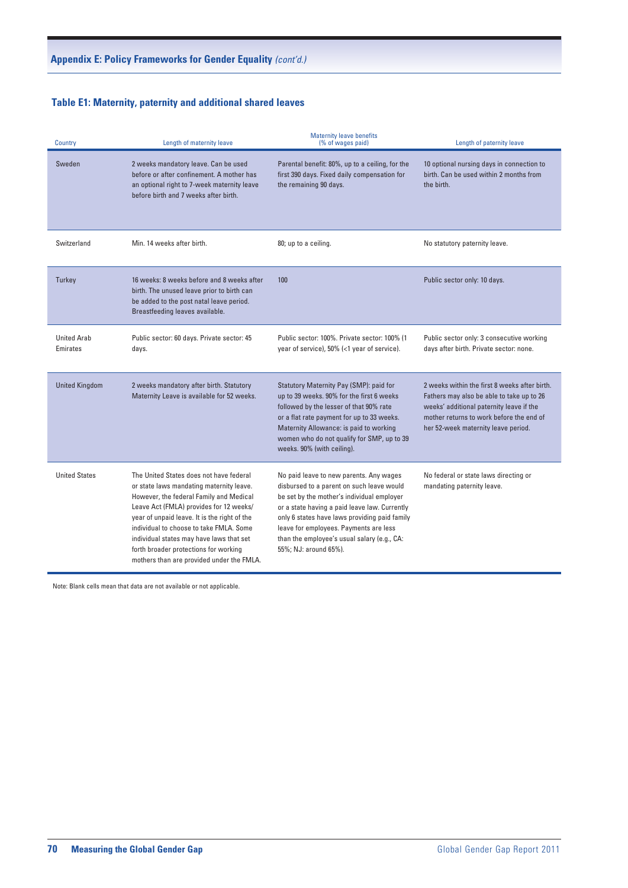## Appendix E: Policy Frameworks for Gender Equality *(cont'd.)*

### Table E1: Maternity, paternity and additional shared leaves

| Country | Length of maternity leave | Maternity leave benefits (% of wages paid) | Length of paternity leave |
|---|---|---|---|
| Sweden | 2 weeks mandatory leave. Can be used before or after confinement. A mother has an optional right to 7-week maternity leave before birth and 7 weeks after birth. | Parental benefit: 80%, up to a ceiling, for the first 390 days. Fixed daily compensation for the remaining 90 days. | 10 optional nursing days in connection to birth. Can be used within 2 months from the birth. |
| Switzerland | Min. 14 weeks after birth. | 80; up to a ceiling. | No statutory paternity leave. |
| Turkey | 16 weeks: 8 weeks before and 8 weeks after birth. The unused leave prior to birth can be added to the post natal leave period. Breastfeeding leaves available. | 100 | Public sector only: 10 days. |
| United Arab Emirates | Public sector: 60 days. Private sector: 45 days. | Public sector: 100%. Private sector: 100% (1 year of service), 50% (<1 year of service). | Public sector only: 3 consecutive working days after birth. Private sector: none. |
| United Kingdom | 2 weeks mandatory after birth. Statutory Maternity Leave is available for 52 weeks. | Statutory Maternity Pay (SMP): paid for up to 39 weeks. 90% for the first 6 weeks followed by the lesser of that 90% rate or a flat rate payment for up to 33 weeks. Maternity Allowance: is paid to working women who do not qualify for SMP, up to 39 weeks. 90% (with ceiling). | 2 weeks within the first 8 weeks after birth. Fathers may also be able to take up to 26 weeks' additional paternity leave if the mother returns to work before the end of her 52-week maternity leave period. |
| United States | The United States does not have federal or state laws mandating maternity leave. However, the federal Family and Medical Leave Act (FMLA) provides for 12 weeks/year of unpaid leave. It is the right of the individual to choose to take FMLA. Some individual states may have laws that set forth broader protections for working mothers than are provided under the FMLA. | No paid leave to new parents. Any wages disbursed to a parent on such leave would be set by the mother's individual employer or a state having a paid leave law. Currently only 6 states have laws providing paid family leave for employees. Payments are less than the employee's usual salary (e.g., CA: 55%; NJ: around 65%). | No federal or state laws directing or mandating paternity leave. |

Note: Blank cells mean that data are not available or not applicable.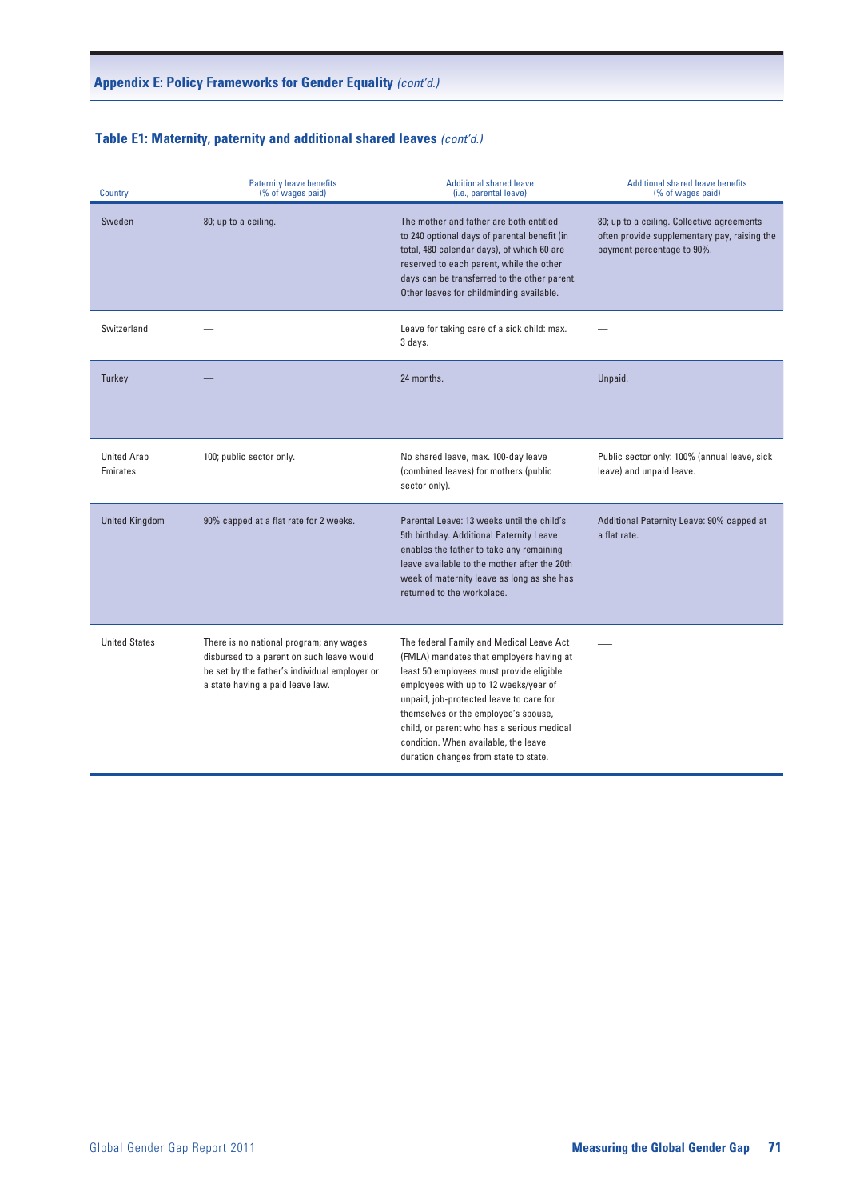## Appendix E: Policy Frameworks for Gender Equality *(cont'd.)*

### Table E1: Maternity, paternity and additional shared leaves *(cont'd.)*

| Country | Paternity leave benefits (% of wages paid) | Additional shared leave (i.e., parental leave) | Additional shared leave benefits (% of wages paid) |
|---|---|---|---|
| Sweden | 80; up to a ceiling. | The mother and father are both entitled to 240 optional days of parental benefit (in total, 480 calendar days), of which 60 are reserved to each parent, while the other days can be transferred to the other parent. Other leaves for childminding available. | 80; up to a ceiling. Collective agreements often provide supplementary pay, raising the payment percentage to 90%. |
| Switzerland | — | Leave for taking care of a sick child: max. 3 days. | — |
| Turkey | — | 24 months. | Unpaid. |
| United Arab Emirates | 100; public sector only. | No shared leave, max. 100-day leave (combined leaves) for mothers (public sector only). | Public sector only: 100% (annual leave, sick leave) and unpaid leave. |
| United Kingdom | 90% capped at a flat rate for 2 weeks. | Parental Leave: 13 weeks until the child's 5th birthday. Additional Paternity Leave enables the father to take any remaining leave available to the mother after the 20th week of maternity leave as long as she has returned to the workplace. | Additional Paternity Leave: 90% capped at a flat rate. |
| United States | There is no national program; any wages disbursed to a parent on such leave would be set by the father's individual employer or a state having a paid leave law. | The federal Family and Medical Leave Act (FMLA) mandates that employers having at least 50 employees must provide eligible employees with up to 12 weeks/year of unpaid, job-protected leave to care for themselves or the employee's spouse, child, or parent who has a serious medical condition. When available, the leave duration changes from state to state. | — |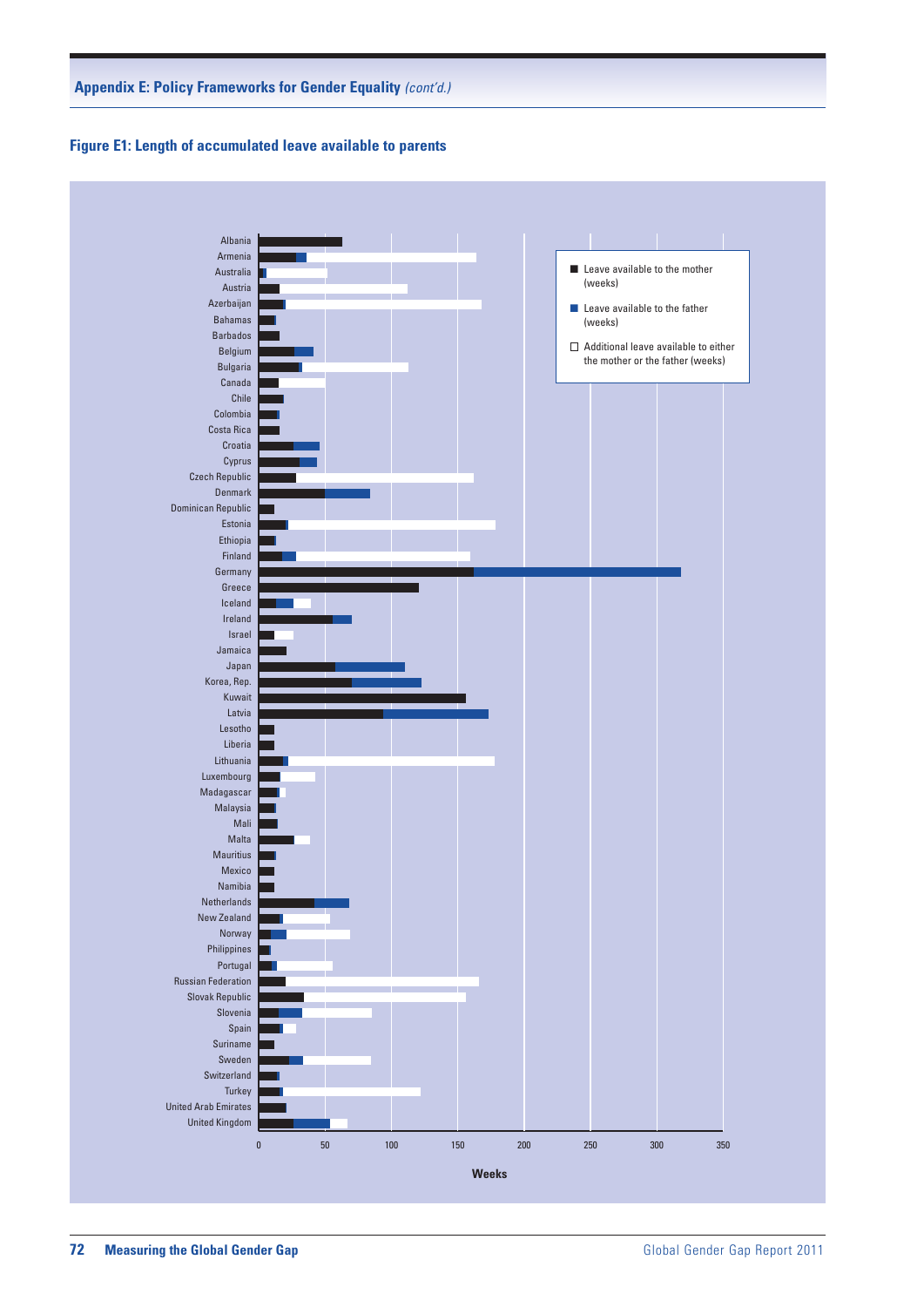## Appendix E: Policy Frameworks for Gender Equality *(cont'd.)*

**Figure E1: Length of accumulated leave available to parents**

Albania
Armenia
Australia
Austria
Azerbaijan
Bahamas
Barbados
Belgium
Bulgaria
Canada
Chile
Colombia
Costa Rica
Croatia
Cyprus
Czech Republic
Denmark
Dominican Republic
Estonia
Ethiopia
Finland
Germany
Greece
Iceland
Ireland
Israel
Jamaica
Japan
Korea, Rep.
Kuwait
Latvia
Lesotho
Liberia
Lithuania
Luxembourg
Madagascar
Malaysia
Mali
Malta
Mauritius
Mexico
Namibia
Netherlands
New Zealand
Norway
Philippines
Portugal
Russian Federation
Slovak Republic
Slovenia
Spain
Suriname
Sweden
Switzerland
Turkey
United Arab Emirates
United Kingdom

0 50 100 150 200 250 300 350

Weeks

■ Leave available to the mother (weeks)

■ Leave available to the father (weeks)

□ Additional leave available to either the mother or the father (weeks)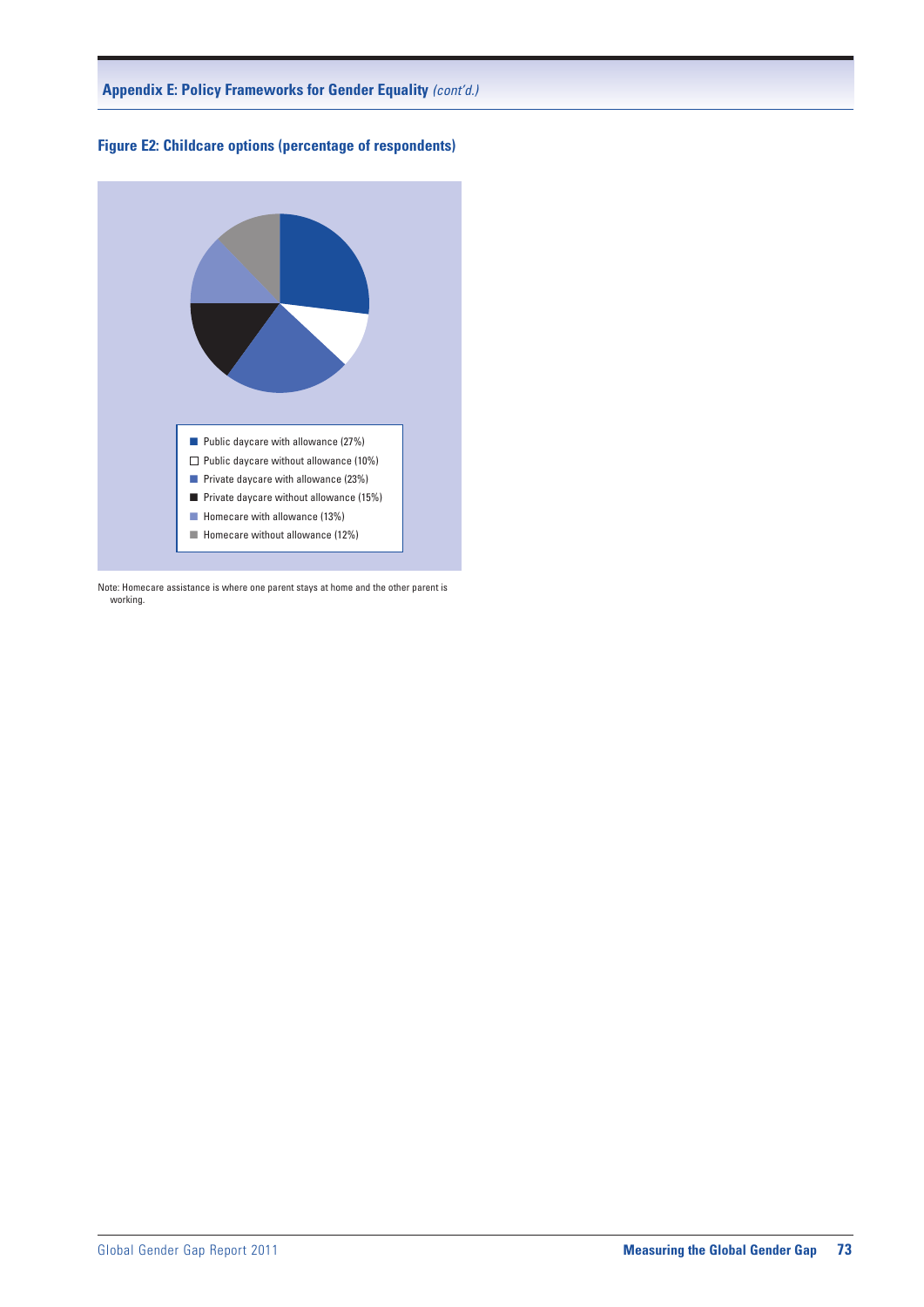## Figure E2: Childcare options (percentage of respondents)

- Public daycare with allowance (27%)
- Public daycare without allowance (10%)
- Private daycare with allowance (23%)
- Private daycare without allowance (15%)
- Homecare with allowance (13%)
- Homecare without allowance (12%)

Note: Homecare assistance is where one parent stays at home and the other parent is working.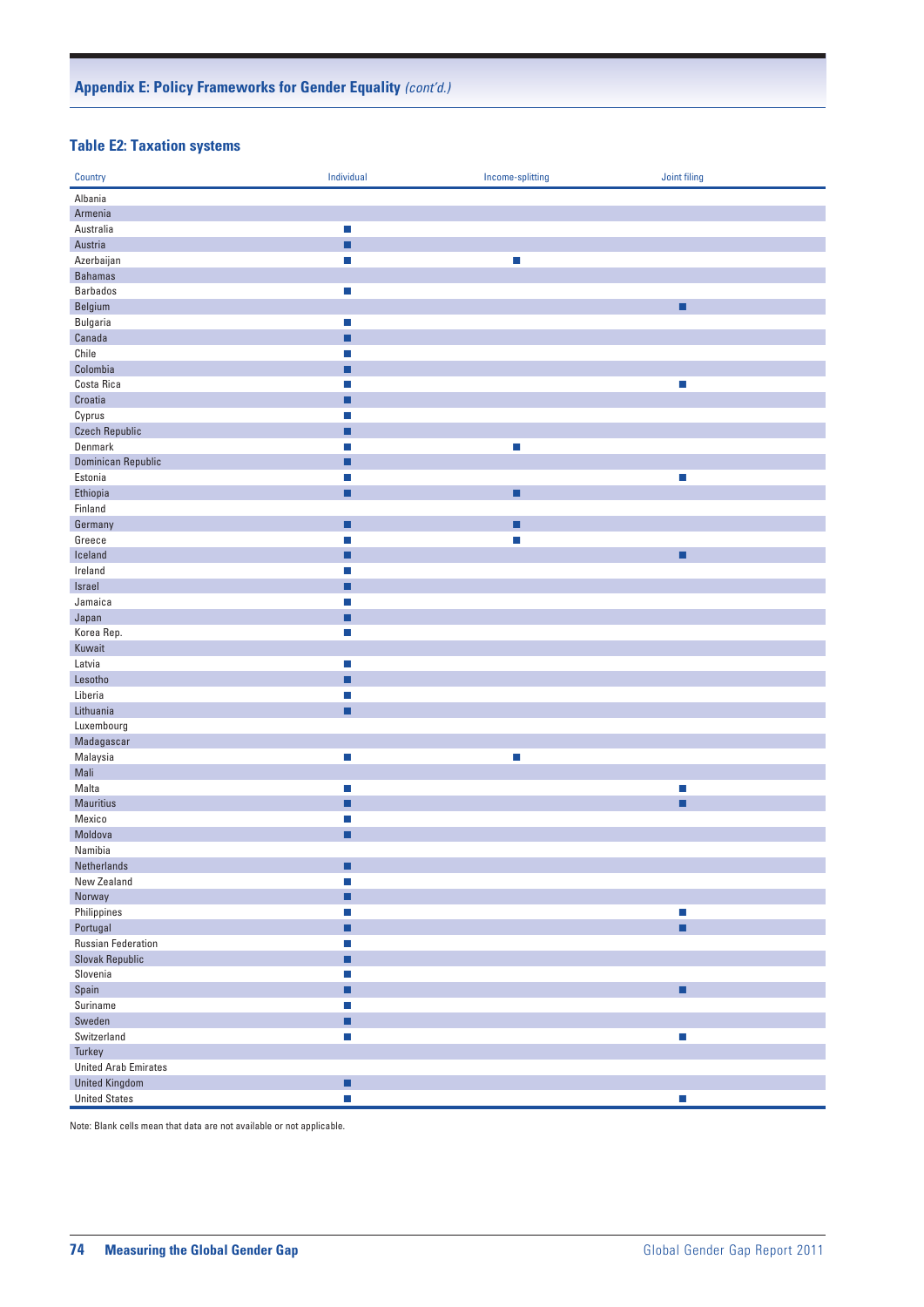## Appendix E: Policy Frameworks for Gender Equality *(cont'd.)*

### Table E2: Taxation systems

| Country | Individual | Income-splitting | Joint filing |
|---|---|---|---|
| Albania | | | |
| Armenia | | | |
| Australia | ■ | | |
| Austria | ■ | | |
| Azerbaijan | ■ | ■ | |
| Bahamas | | | |
| Barbados | ■ | | |
| Belgium | | | ■ |
| Bulgaria | ■ | | |
| Canada | ■ | | |
| Chile | ■ | | |
| Colombia | ■ | | |
| Costa Rica | ■ | | ■ |
| Croatia | ■ | | |
| Cyprus | ■ | | |
| Czech Republic | ■ | | |
| Denmark | ■ | ■ | |
| Dominican Republic | ■ | | |
| Estonia | ■ | | ■ |
| Ethiopia | ■ | ■ | |
| Finland | | | |
| Germany | ■ | ■ | |
| Greece | ■ | ■ | |
| Iceland | ■ | | ■ |
| Ireland | ■ | | |
| Israel | ■ | | |
| Jamaica | ■ | | |
| Japan | ■ | | |
| Korea Rep. | ■ | | |
| Kuwait | | | |
| Latvia | ■ | | |
| Lesotho | ■ | | |
| Liberia | ■ | | |
| Lithuania | ■ | | |
| Luxembourg | | | |
| Madagascar | | | |
| Malaysia | ■ | ■ | |
| Mali | | | |
| Malta | ■ | | ■ |
| Mauritius | ■ | | ■ |
| Mexico | ■ | | |
| Moldova | ■ | | |
| Namibia | | | |
| Netherlands | ■ | | |
| New Zealand | ■ | | |
| Norway | ■ | | |
| Philippines | ■ | | ■ |
| Portugal | ■ | | ■ |
| Russian Federation | ■ | | |
| Slovak Republic | ■ | | |
| Slovenia | ■ | | |
| Spain | ■ | | ■ |
| Suriname | ■ | | |
| Sweden | ■ | | |
| Switzerland | ■ | | ■ |
| Turkey | | | |
| United Arab Emirates | | | |
| United Kingdom | ■ | | |
| United States | ■ | | ■ |

Note: Blank cells mean that data are not available or not applicable.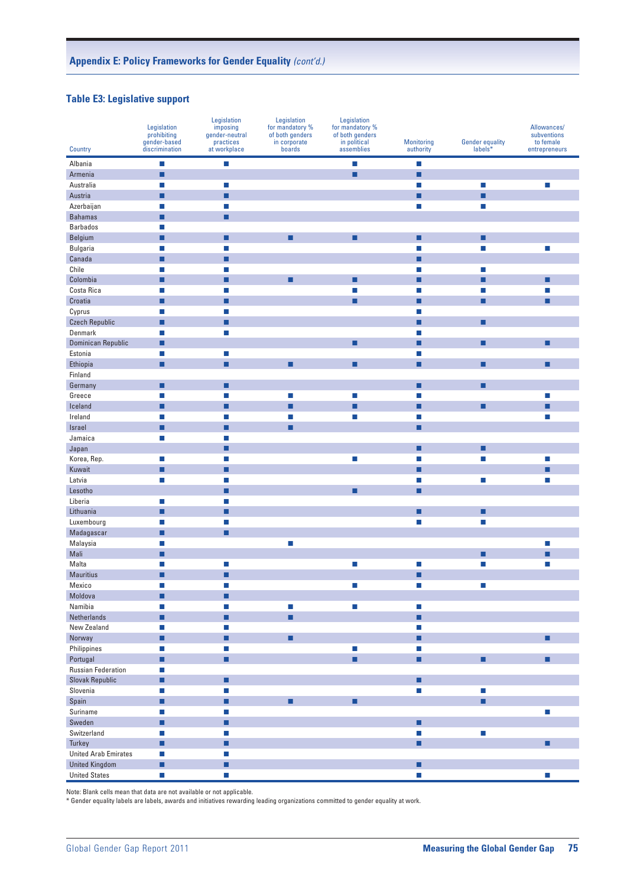## Appendix E: Policy Frameworks for Gender Equality *(cont'd.)*

### Table E3: Legislative support

| Country | Legislation prohibiting gender-based discrimination | Legislation imposing gender-neutral practices at workplace | Legislation for mandatory % of both genders in corporate boards | Legislation for mandatory % of both genders in political assemblies | Monitoring authority | Gender equality labels* | Allowances/ subventions to female entrepreneurs |
|---|---|---|---|---|---|---|---|
| Albania | ■ | ■ | | ■ | ■ | | |
| Armenia | ■ | | | ■ | ■ | | |
| Australia | ■ | ■ | | | ■ | ■ | ■ |
| Austria | ■ | ■ | | | ■ | ■ | |
| Azerbaijan | ■ | ■ | | | ■ | ■ | |
| Bahamas | ■ | ■ | | | | | |
| Barbados | ■ | | | | | | |
| Belgium | ■ | ■ | ■ | ■ | ■ | ■ | |
| Bulgaria | ■ | ■ | | | ■ | ■ | ■ |
| Canada | ■ | ■ | | | ■ | | |
| Chile | ■ | ■ | | | ■ | ■ | |
| Colombia | ■ | ■ | ■ | ■ | ■ | ■ | ■ |
| Costa Rica | ■ | ■ | | ■ | ■ | ■ | ■ |
| Croatia | ■ | ■ | | ■ | ■ | ■ | ■ |
| Cyprus | ■ | ■ | | | ■ | | |
| Czech Republic | ■ | ■ | | | ■ | ■ | |
| Denmark | ■ | ■ | | | ■ | | |
| Dominican Republic | ■ | | | ■ | ■ | ■ | ■ |
| Estonia | ■ | ■ | | | ■ | | |
| Ethiopia | ■ | ■ | ■ | ■ | ■ | ■ | ■ |
| Finland | | | | | | | |
| Germany | ■ | ■ | | | ■ | ■ | |
| Greece | ■ | ■ | ■ | ■ | ■ | | ■ |
| Iceland | ■ | ■ | ■ | ■ | ■ | ■ | ■ |
| Ireland | ■ | ■ | ■ | ■ | ■ | | ■ |
| Israel | ■ | ■ | ■ | | ■ | | |
| Jamaica | ■ | ■ | | | | | |
| Japan | | ■ | | | ■ | ■ | |
| Korea, Rep. | ■ | ■ | | ■ | ■ | ■ | ■ |
| Kuwait | ■ | ■ | | | ■ | | ■ |
| Latvia | ■ | ■ | | | ■ | ■ | ■ |
| Lesotho | | ■ | | ■ | ■ | | |
| Liberia | ■ | ■ | | | | | |
| Lithuania | ■ | ■ | | | ■ | ■ | |
| Luxembourg | ■ | ■ | | | ■ | ■ | |
| Madagascar | ■ | ■ | | | | | |
| Malaysia | ■ | | ■ | | | | ■ |
| Mali | ■ | | | | | ■ | ■ |
| Malta | ■ | ■ | | ■ | ■ | ■ | ■ |
| Mauritius | ■ | ■ | | | ■ | | |
| Mexico | ■ | ■ | | ■ | ■ | ■ | |
| Moldova | ■ | ■ | | | | | |
| Namibia | ■ | ■ | ■ | ■ | ■ | | |
| Netherlands | ■ | ■ | ■ | | ■ | | |
| New Zealand | ■ | ■ | | | ■ | | |
| Norway | ■ | ■ | ■ | | ■ | | ■ |
| Philippines | ■ | ■ | | ■ | ■ | | |
| Portugal | ■ | ■ | | ■ | ■ | ■ | ■ |
| Russian Federation | ■ | | | | | | |
| Slovak Republic | ■ | ■ | | | ■ | | |
| Slovenia | ■ | ■ | | | ■ | ■ | |
| Spain | ■ | ■ | ■ | ■ | | ■ | |
| Suriname | ■ | ■ | | | | | ■ |
| Sweden | ■ | ■ | | | ■ | | |
| Switzerland | ■ | ■ | | | ■ | ■ | |
| Turkey | ■ | ■ | | | ■ | | ■ |
| United Arab Emirates | ■ | ■ | | | | | |
| United Kingdom | ■ | ■ | | | ■ | | |
| United States | ■ | ■ | | | ■ | | ■ |

Note: Blank cells mean that data are not available or not applicable.
* Gender equality labels are labels, awards and initiatives rewarding leading organizations committed to gender equality at work.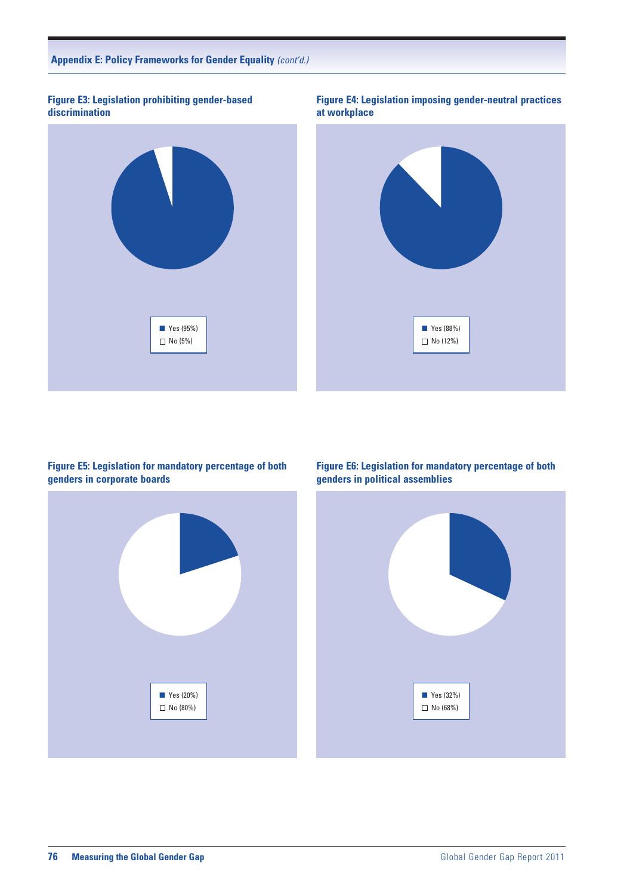**Figure E3: Legislation prohibiting gender-based discrimination**

- Yes (95%)
- No (5%)

**Figure E4: Legislation imposing gender-neutral practices at workplace**

- Yes (88%)
- No (12%)

**Figure E5: Legislation for mandatory percentage of both genders in corporate boards**

- Yes (20%)
- No (80%)

**Figure E6: Legislation for mandatory percentage of both genders in political assemblies**

- Yes (32%)
- No (68%)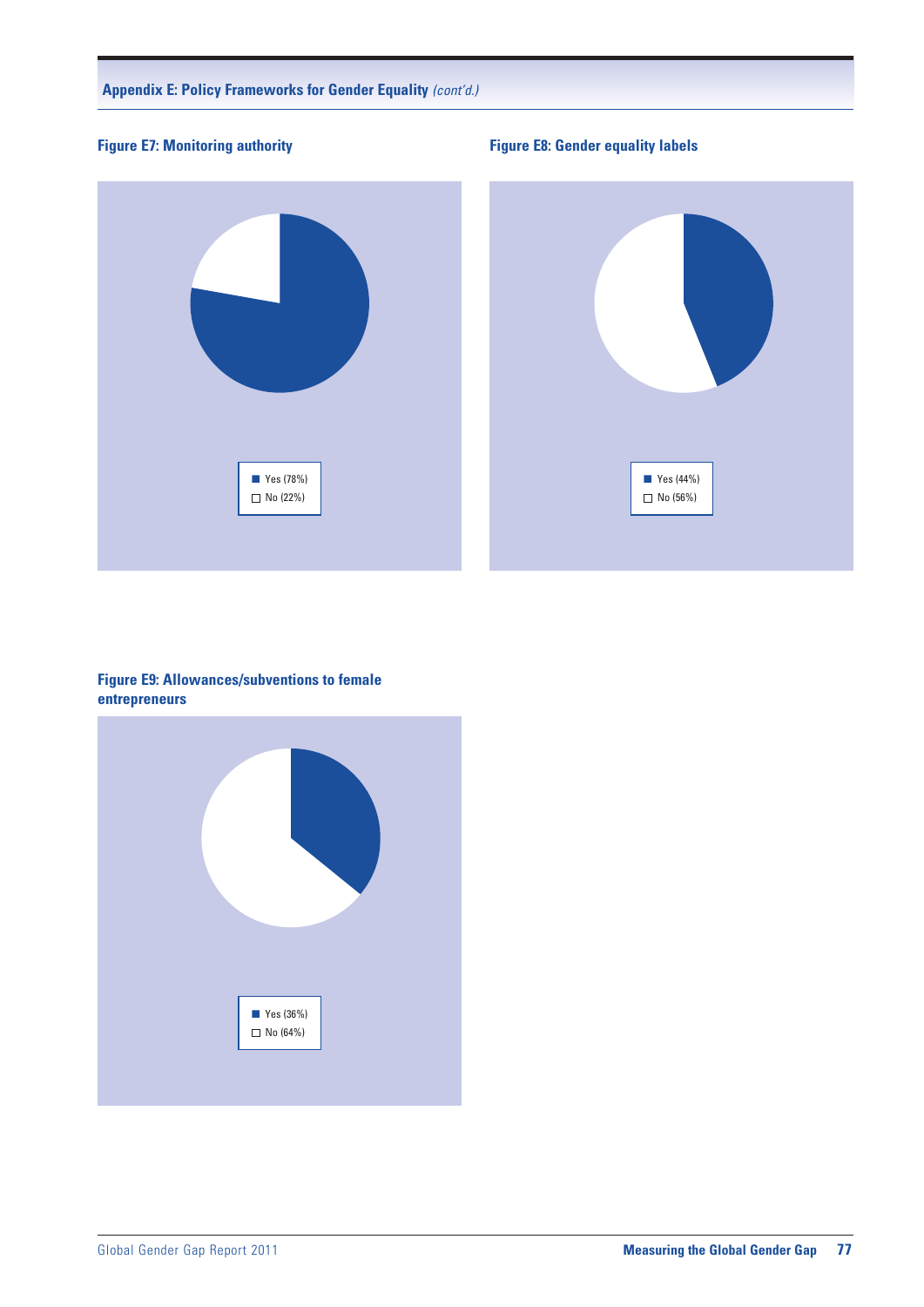## Figure E7: Monitoring authority

Yes (78%)
No (22%)

## Figure E8: Gender equality labels

Yes (44%)
No (56%)

## Figure E9: Allowances/subventions to female entrepreneurs

Yes (36%)
No (64%)